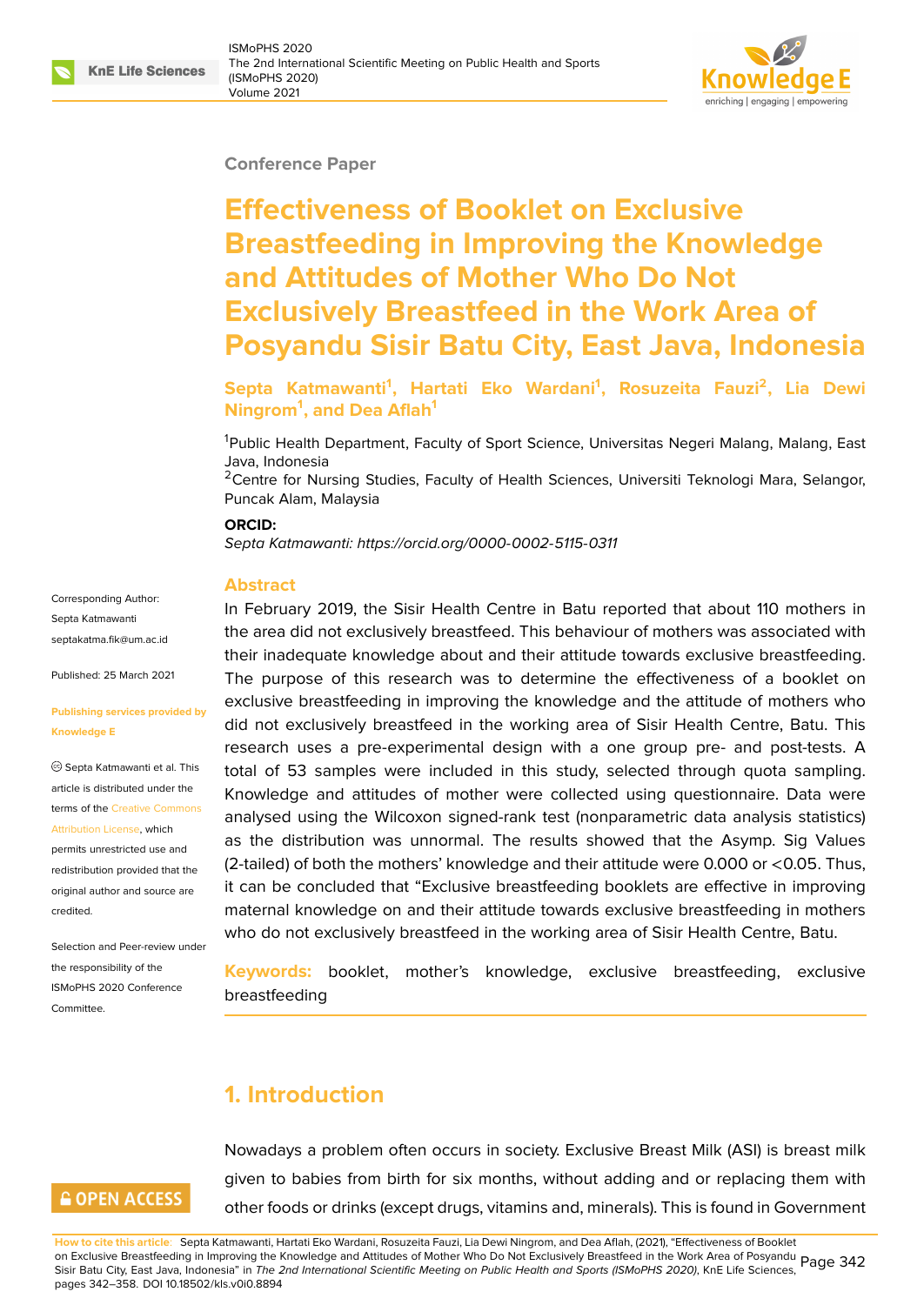Conference Paper

# Effectiveness of Booklet on Exclusive Breastfeeding in Improving the Knowledge and Attitudes of Mother Who Do Not Exclusively Breastfeed in the Work Area of Posyandu Sisir Batu City, East Java, Indonesia

**Septa Katmawanti[1], Hartati Eko Wardani[1], Rosuzeita Fauzi[2], Lia Dewi Ningrom[1], and Dea Aflah[1]**

[1]Public Health Department, Faculty of Sport Science, Universitas Negeri Malang, Malang, East Java, Indonesia
[2]Centre for Nursing Studies, Faculty of Health Sciences, Universiti Teknologi Mara, Selangor, Puncak Alam, Malaysia

**ORCID:**
*Septa Katmawanti: https://orcid.org/0000-0002-5115-0311*

Corresponding Author:
Septa Katmawanti
septakatma.fik@um.ac.id

Published: 25 March 2021

**Publishing services provided by Knowledge E**

© Septa Katmawanti et al. This article is distributed under the terms of the Creative Commons Attribution License, which permits unrestricted use and redistribution provided that the original author and source are credited.

Selection and Peer-review under the responsibility of the ISMoPHS 2020 Conference Committee.

## Abstract

In February 2019, the Sisir Health Centre in Batu reported that about 110 mothers in the area did not exclusively breastfeed. This behaviour of mothers was associated with their inadequate knowledge about and their attitude towards exclusive breastfeeding. The purpose of this research was to determine the effectiveness of a booklet on exclusive breastfeeding in improving the knowledge and the attitude of mothers who did not exclusively breastfeed in the working area of Sisir Health Centre, Batu. This research uses a pre-experimental design with a one group pre- and post-tests. A total of 53 samples were included in this study, selected through quota sampling. Knowledge and attitudes of mother were collected using questionnaire. Data were analysed using the Wilcoxon signed-rank test (nonparametric data analysis statistics) as the distribution was unnormal. The results showed that the Asymp. Sig Values (2-tailed) of both the mothers' knowledge and their attitude were 0.000 or <0.05. Thus, it can be concluded that "Exclusive breastfeeding booklets are effective in improving maternal knowledge on and their attitude towards exclusive breastfeeding in mothers who do not exclusively breastfeed in the working area of Sisir Health Centre, Batu.

**Keywords:** booklet, mother's knowledge, exclusive breastfeeding, exclusive breastfeeding

## 1. Introduction

Nowadays a problem often occurs in society. Exclusive Breast Milk (ASI) is breast milk given to babies from birth for six months, without adding and or replacing them with other foods or drinks (except drugs, vitamins and, minerals). This is found in Government

**How to cite this article**: Septa Katmawanti, Hartati Eko Wardani, Rosuzeita Fauzi, Lia Dewi Ningrom, and Dea Aflah, (2021), "Effectiveness of Booklet on Exclusive Breastfeeding in Improving the Knowledge and Attitudes of Mother Who Do Not Exclusively Breastfeed in the Work Area of Posyandu Sisir Batu City, East Java, Indonesia" in *The 2nd International Scientific Meeting on Public Health and Sports (ISMoPHS 2020)*, KnE Life Sciences, pages 342–358. DOI 10.18502/kls.v0i0.8894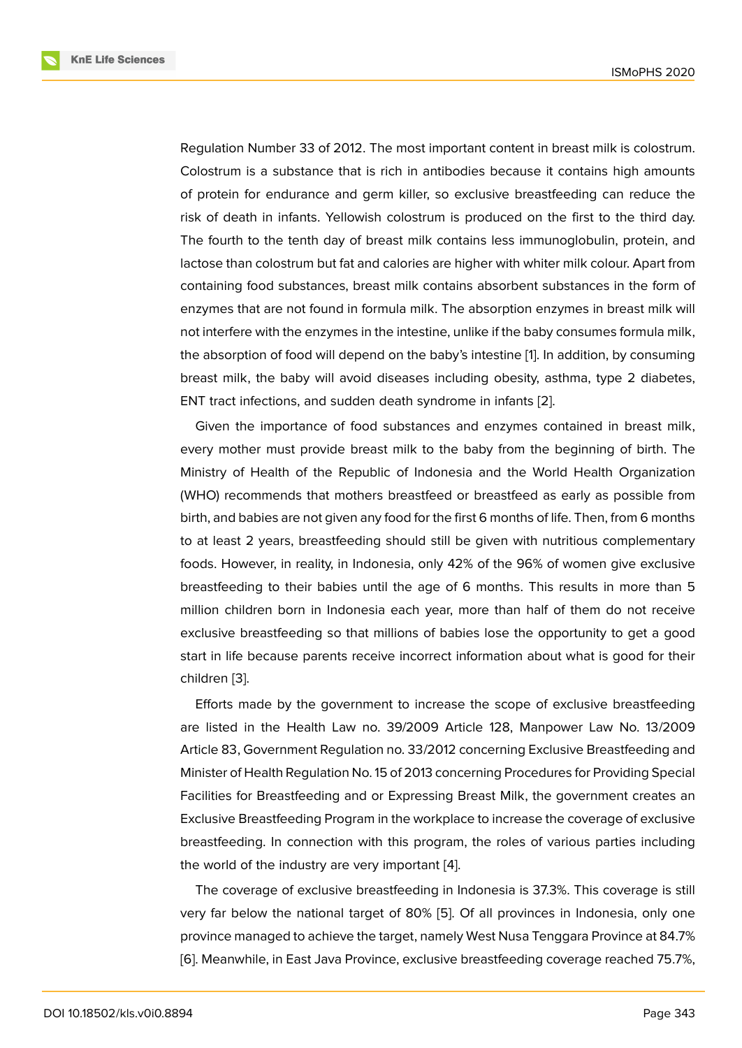Regulation Number 33 of 2012. The most important content in breast milk is colostrum. Colostrum is a substance that is rich in antibodies because it contains high amounts of protein for endurance and germ killer, so exclusive breastfeeding can reduce the risk of death in infants. Yellowish colostrum is produced on the first to the third day. The fourth to the tenth day of breast milk contains less immunoglobulin, protein, and lactose than colostrum but fat and calories are higher with whiter milk colour. Apart from containing food substances, breast milk contains absorbent substances in the form of enzymes that are not found in formula milk. The absorption enzymes in breast milk will not interfere with the enzymes in the intestine, unlike if the baby consumes formula milk, the absorption of food will depend on the baby's intestine [1]. In addition, by consuming breast milk, the baby will avoid diseases including obesity, asthma, type 2 diabetes, ENT tract infections, and sudden death syndrome in infants [2].

Given the importance of food substances and enzymes contained in breast milk, every mother must provide breast milk to the baby from the beginning of birth. The Ministry of Health of the Republic of Indonesia and the World Health Organization (WHO) recommends that mothers breastfeed or breastfeed as early as possible from birth, and babies are not given any food for the first 6 months of life. Then, from 6 months to at least 2 years, breastfeeding should still be given with nutritious complementary foods. However, in reality, in Indonesia, only 42% of the 96% of women give exclusive breastfeeding to their babies until the age of 6 months. This results in more than 5 million children born in Indonesia each year, more than half of them do not receive exclusive breastfeeding so that millions of babies lose the opportunity to get a good start in life because parents receive incorrect information about what is good for their children [3].

Efforts made by the government to increase the scope of exclusive breastfeeding are listed in the Health Law no. 39/2009 Article 128, Manpower Law No. 13/2009 Article 83, Government Regulation no. 33/2012 concerning Exclusive Breastfeeding and Minister of Health Regulation No. 15 of 2013 concerning Procedures for Providing Special Facilities for Breastfeeding and or Expressing Breast Milk, the government creates an Exclusive Breastfeeding Program in the workplace to increase the coverage of exclusive breastfeeding. In connection with this program, the roles of various parties including the world of the industry are very important [4].

The coverage of exclusive breastfeeding in Indonesia is 37.3%. This coverage is still very far below the national target of 80% [5]. Of all provinces in Indonesia, only one province managed to achieve the target, namely West Nusa Tenggara Province at 84.7% [6]. Meanwhile, in East Java Province, exclusive breastfeeding coverage reached 75.7%,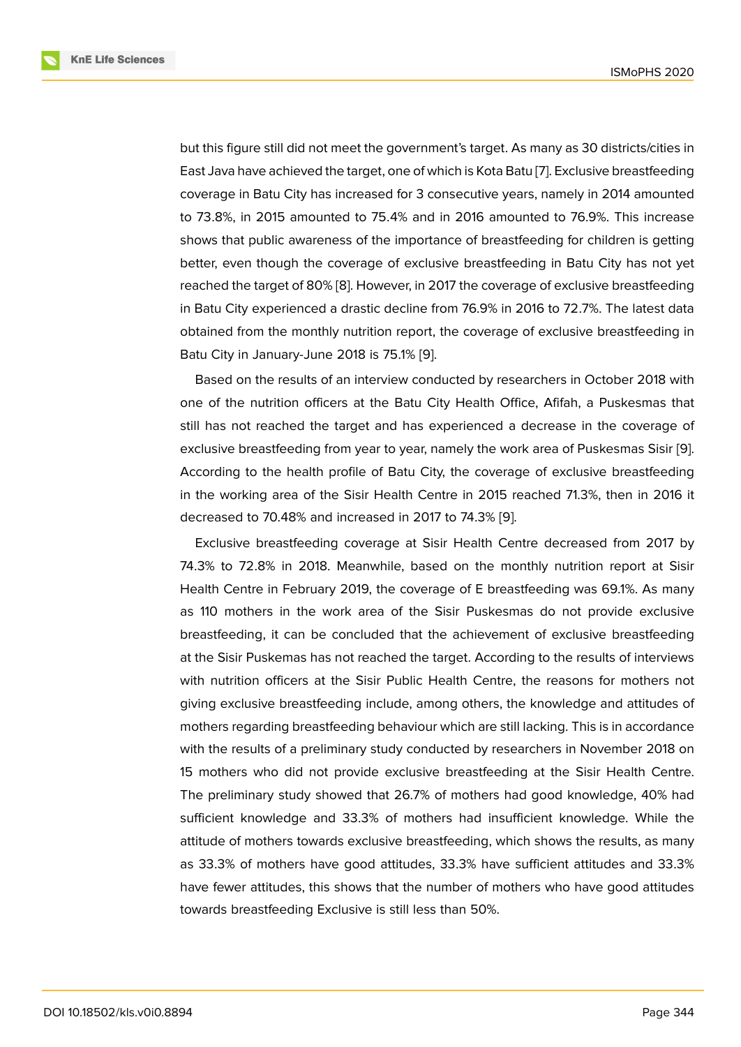but this figure still did not meet the government's target. As many as 30 districts/cities in East Java have achieved the target, one of which is Kota Batu [7]. Exclusive breastfeeding coverage in Batu City has increased for 3 consecutive years, namely in 2014 amounted to 73.8%, in 2015 amounted to 75.4% and in 2016 amounted to 76.9%. This increase shows that public awareness of the importance of breastfeeding for children is getting better, even though the coverage of exclusive breastfeeding in Batu City has not yet reached the target of 80% [8]. However, in 2017 the coverage of exclusive breastfeeding in Batu City experienced a drastic decline from 76.9% in 2016 to 72.7%. The latest data obtained from the monthly nutrition report, the coverage of exclusive breastfeeding in Batu City in January-June 2018 is 75.1% [9].

Based on the results of an interview conducted by researchers in October 2018 with one of the nutrition officers at the Batu City Health Office, Afifah, a Puskesmas that still has not reached the target and has experienced a decrease in the coverage of exclusive breastfeeding from year to year, namely the work area of Puskesmas Sisir [9]. According to the health profile of Batu City, the coverage of exclusive breastfeeding in the working area of the Sisir Health Centre in 2015 reached 71.3%, then in 2016 it decreased to 70.48% and increased in 2017 to 74.3% [9].

Exclusive breastfeeding coverage at Sisir Health Centre decreased from 2017 by 74.3% to 72.8% in 2018. Meanwhile, based on the monthly nutrition report at Sisir Health Centre in February 2019, the coverage of E breastfeeding was 69.1%. As many as 110 mothers in the work area of the Sisir Puskesmas do not provide exclusive breastfeeding, it can be concluded that the achievement of exclusive breastfeeding at the Sisir Puskemas has not reached the target. According to the results of interviews with nutrition officers at the Sisir Public Health Centre, the reasons for mothers not giving exclusive breastfeeding include, among others, the knowledge and attitudes of mothers regarding breastfeeding behaviour which are still lacking. This is in accordance with the results of a preliminary study conducted by researchers in November 2018 on 15 mothers who did not provide exclusive breastfeeding at the Sisir Health Centre. The preliminary study showed that 26.7% of mothers had good knowledge, 40% had sufficient knowledge and 33.3% of mothers had insufficient knowledge. While the attitude of mothers towards exclusive breastfeeding, which shows the results, as many as 33.3% of mothers have good attitudes, 33.3% have sufficient attitudes and 33.3% have fewer attitudes, this shows that the number of mothers who have good attitudes towards breastfeeding Exclusive is still less than 50%.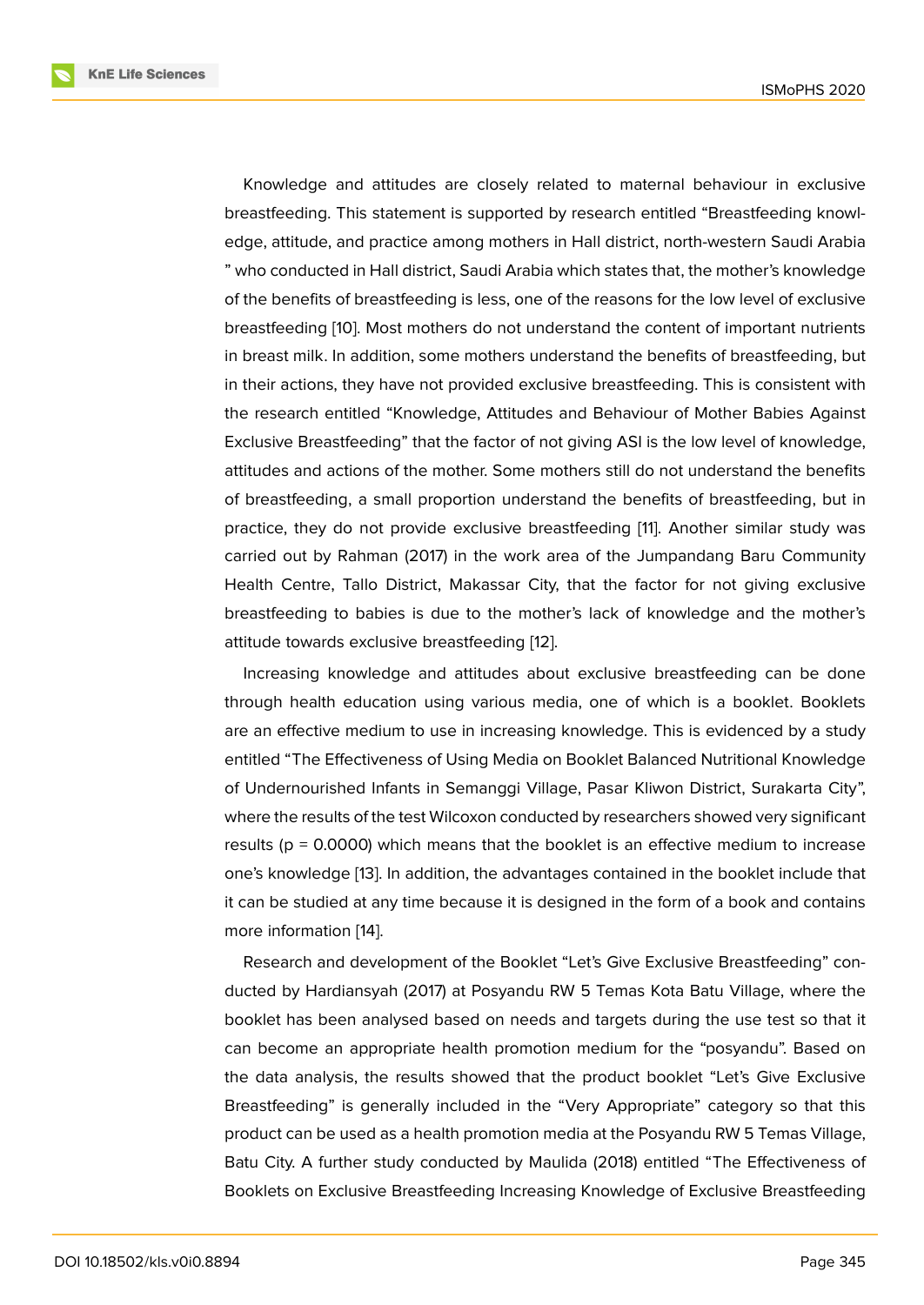Knowledge and attitudes are closely related to maternal behaviour in exclusive breastfeeding. This statement is supported by research entitled "Breastfeeding knowledge, attitude, and practice among mothers in Hall district, north-western Saudi Arabia " who conducted in Hall district, Saudi Arabia which states that, the mother's knowledge of the benefits of breastfeeding is less, one of the reasons for the low level of exclusive breastfeeding [10]. Most mothers do not understand the content of important nutrients in breast milk. In addition, some mothers understand the benefits of breastfeeding, but in their actions, they have not provided exclusive breastfeeding. This is consistent with the research entitled "Knowledge, Attitudes and Behaviour of Mother Babies Against Exclusive Breastfeeding" that the factor of not giving ASI is the low level of knowledge, attitudes and actions of the mother. Some mothers still do not understand the benefits of breastfeeding, a small proportion understand the benefits of breastfeeding, but in practice, they do not provide exclusive breastfeeding [11]. Another similar study was carried out by Rahman (2017) in the work area of the Jumpandang Baru Community Health Centre, Tallo District, Makassar City, that the factor for not giving exclusive breastfeeding to babies is due to the mother's lack of knowledge and the mother's attitude towards exclusive breastfeeding [12].

Increasing knowledge and attitudes about exclusive breastfeeding can be done through health education using various media, one of which is a booklet. Booklets are an effective medium to use in increasing knowledge. This is evidenced by a study entitled "The Effectiveness of Using Media on Booklet Balanced Nutritional Knowledge of Undernourished Infants in Semanggi Village, Pasar Kliwon District, Surakarta City", where the results of the test Wilcoxon conducted by researchers showed very significant results ($p = 0.0000$) which means that the booklet is an effective medium to increase one's knowledge [13]. In addition, the advantages contained in the booklet include that it can be studied at any time because it is designed in the form of a book and contains more information [14].

Research and development of the Booklet "Let's Give Exclusive Breastfeeding" conducted by Hardiansyah (2017) at Posyandu RW 5 Temas Kota Batu Village, where the booklet has been analysed based on needs and targets during the use test so that it can become an appropriate health promotion medium for the "posyandu". Based on the data analysis, the results showed that the product booklet "Let's Give Exclusive Breastfeeding" is generally included in the "Very Appropriate" category so that this product can be used as a health promotion media at the Posyandu RW 5 Temas Village, Batu City. A further study conducted by Maulida (2018) entitled "The Effectiveness of Booklets on Exclusive Breastfeeding Increasing Knowledge of Exclusive Breastfeeding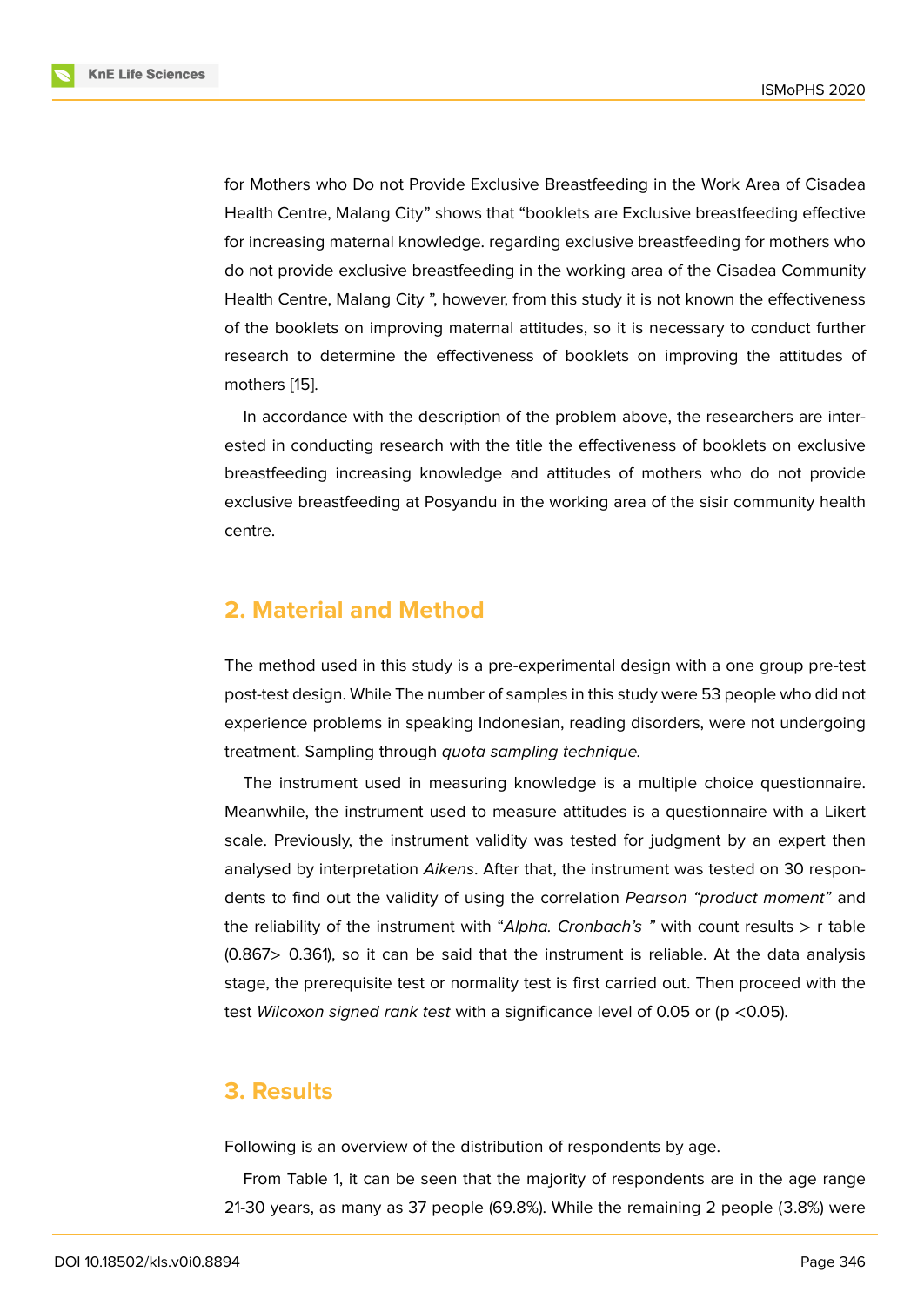for Mothers who Do not Provide Exclusive Breastfeeding in the Work Area of Cisadea Health Centre, Malang City" shows that "booklets are Exclusive breastfeeding effective for increasing maternal knowledge. regarding exclusive breastfeeding for mothers who do not provide exclusive breastfeeding in the working area of the Cisadea Community Health Centre, Malang City ", however, from this study it is not known the effectiveness of the booklets on improving maternal attitudes, so it is necessary to conduct further research to determine the effectiveness of booklets on improving the attitudes of mothers [15].

In accordance with the description of the problem above, the researchers are interested in conducting research with the title the effectiveness of booklets on exclusive breastfeeding increasing knowledge and attitudes of mothers who do not provide exclusive breastfeeding at Posyandu in the working area of the sisir community health centre.

## 2. Material and Method

The method used in this study is a pre-experimental design with a one group pre-test post-test design. While The number of samples in this study were 53 people who did not experience problems in speaking Indonesian, reading disorders, were not undergoing treatment. Sampling through *quota sampling technique*.

The instrument used in measuring knowledge is a multiple choice questionnaire. Meanwhile, the instrument used to measure attitudes is a questionnaire with a Likert scale. Previously, the instrument validity was tested for judgment by an expert then analysed by interpretation *Aikens*. After that, the instrument was tested on 30 respondents to find out the validity of using the correlation *Pearson "product moment"* and the reliability of the instrument with "*Alpha. Cronbach's "* with count results > r table (0.867> 0.361), so it can be said that the instrument is reliable. At the data analysis stage, the prerequisite test or normality test is first carried out. Then proceed with the test *Wilcoxon signed rank test* with a significance level of 0.05 or ($p < 0.05$).

## 3. Results

Following is an overview of the distribution of respondents by age.

From Table 1, it can be seen that the majority of respondents are in the age range 21-30 years, as many as 37 people (69.8%). While the remaining 2 people (3.8%) were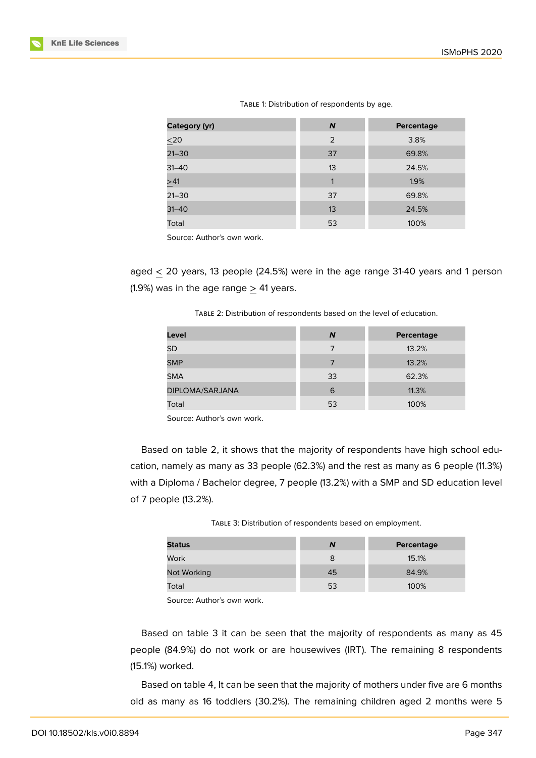TABLE 1: Distribution of respondents by age.

| Category (yr) | *N* | Percentage |
|---|---|---|
| <u><</u>20 | 2 | 3.8% |
| 21–30 | 37 | 69.8% |
| 31–40 | 13 | 24.5% |
| <u>></u>41 | 1 | 1.9% |
| 21–30 | 37 | 69.8% |
| 31–40 | 13 | 24.5% |
| Total | 53 | 100% |

Source: Author's own work.

aged $\leq$ 20 years, 13 people (24.5%) were in the age range 31-40 years and 1 person (1.9%) was in the age range $\geq$ 41 years.

TABLE 2: Distribution of respondents based on the level of education.

| Level | *N* | Percentage |
|---|---|---|
| SD | 7 | 13.2% |
| SMP | 7 | 13.2% |
| SMA | 33 | 62.3% |
| DIPLOMA/SARJANA | 6 | 11.3% |
| Total | 53 | 100% |

Source: Author's own work.

Based on table 2, it shows that the majority of respondents have high school education, namely as many as 33 people (62.3%) and the rest as many as 6 people (11.3%) with a Diploma / Bachelor degree, 7 people (13.2%) with a SMP and SD education level of 7 people (13.2%).

TABLE 3: Distribution of respondents based on employment.

| Status | *N* | Percentage |
|---|---|---|
| Work | 8 | 15.1% |
| Not Working | 45 | 84.9% |
| Total | 53 | 100% |

Source: Author's own work.

Based on table 3 it can be seen that the majority of respondents as many as 45 people (84.9%) do not work or are housewives (IRT). The remaining 8 respondents (15.1%) worked.

Based on table 4, It can be seen that the majority of mothers under five are 6 months old as many as 16 toddlers (30.2%). The remaining children aged 2 months were 5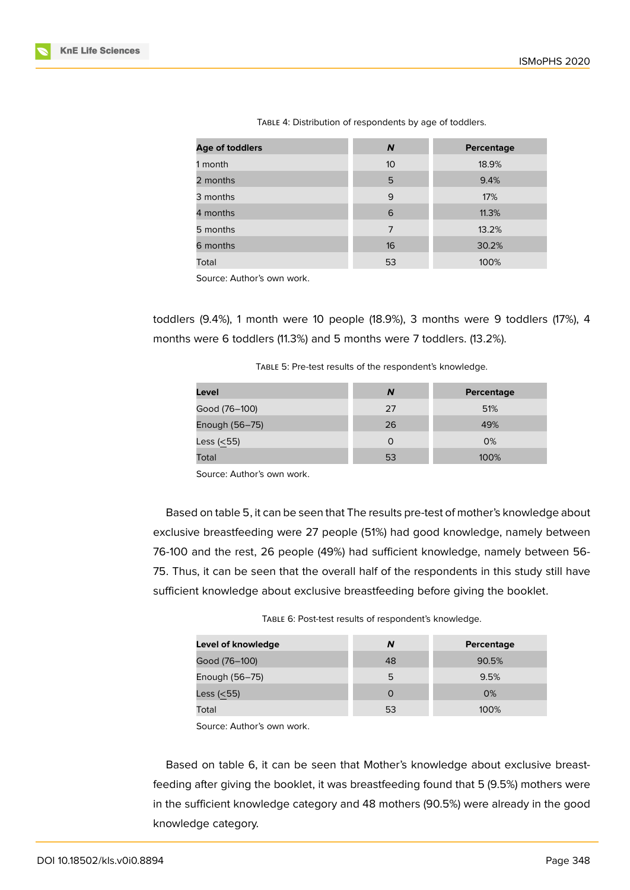Table 4: Distribution of respondents by age of toddlers.

| Age of toddlers | *N* | Percentage |
|---|---|---|
| 1 month | 10 | 18.9% |
| 2 months | 5 | 9.4% |
| 3 months | 9 | 17% |
| 4 months | 6 | 11.3% |
| 5 months | 7 | 13.2% |
| 6 months | 16 | 30.2% |
| Total | 53 | 100% |

Source: Author's own work.

toddlers (9.4%), 1 month were 10 people (18.9%), 3 months were 9 toddlers (17%), 4 months were 6 toddlers (11.3%) and 5 months were 7 toddlers. (13.2%).

Table 5: Pre-test results of the respondent's knowledge.

| Level | *N* | Percentage |
|---|---|---|
| Good (76–100) | 27 | 51% |
| Enough (56–75) | 26 | 49% |
| Less (≤55) | 0 | 0% |
| Total | 53 | 100% |

Source: Author's own work.

Based on table 5, it can be seen that The results pre-test of mother's knowledge about exclusive breastfeeding were 27 people (51%) had good knowledge, namely between 76-100 and the rest, 26 people (49%) had sufficient knowledge, namely between 56-75. Thus, it can be seen that the overall half of the respondents in this study still have sufficient knowledge about exclusive breastfeeding before giving the booklet.

Table 6: Post-test results of respondent's knowledge.

| Level of knowledge | *N* | Percentage |
|---|---|---|
| Good (76–100) | 48 | 90.5% |
| Enough (56–75) | 5 | 9.5% |
| Less (≤55) | 0 | 0% |
| Total | 53 | 100% |

Source: Author's own work.

Based on table 6, it can be seen that Mother's knowledge about exclusive breast-feeding after giving the booklet, it was breastfeeding found that 5 (9.5%) mothers were in the sufficient knowledge category and 48 mothers (90.5%) were already in the good knowledge category.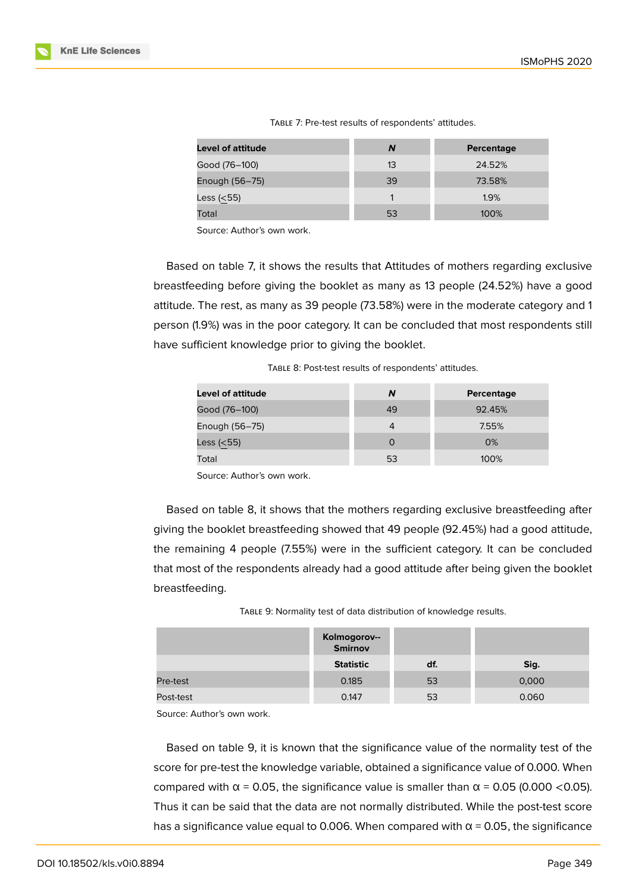Table 7: Pre-test results of respondents' attitudes.

| Level of attitude | *N* | Percentage |
|---|---|---|
| Good (76–100) | 13 | 24.52% |
| Enough (56–75) | 39 | 73.58% |
| Less (<55) | 1 | 1.9% |
| Total | 53 | 100% |

Source: Author's own work.

Based on table 7, it shows the results that Attitudes of mothers regarding exclusive breastfeeding before giving the booklet as many as 13 people (24.52%) have a good attitude. The rest, as many as 39 people (73.58%) were in the moderate category and 1 person (1.9%) was in the poor category. It can be concluded that most respondents still have sufficient knowledge prior to giving the booklet.

Table 8: Post-test results of respondents' attitudes.

| Level of attitude | *N* | Percentage |
|---|---|---|
| Good (76–100) | 49 | 92.45% |
| Enough (56–75) | 4 | 7.55% |
| Less (<55) | 0 | 0% |
| Total | 53 | 100% |

Source: Author's own work.

Based on table 8, it shows that the mothers regarding exclusive breastfeeding after giving the booklet breastfeeding showed that 49 people (92.45%) had a good attitude, the remaining 4 people (7.55%) were in the sufficient category. It can be concluded that most of the respondents already had a good attitude after being given the booklet breastfeeding.

Table 9: Normality test of data distribution of knowledge results.

| | Kolmogorov--Smirnov | | |
|---|---|---|---|
| | Statistic | df. | Sig. |
| Pre-test | 0.185 | 53 | 0,000 |
| Post-test | 0.147 | 53 | 0.060 |

Source: Author's own work.

Based on table 9, it is known that the significance value of the normality test of the score for pre-test the knowledge variable, obtained a significance value of 0.000. When compared with α = 0.05, the significance value is smaller than α = 0.05 (0.000 <0.05). Thus it can be said that the data are not normally distributed. While the post-test score has a significance value equal to 0.006. When compared with α = 0.05, the significance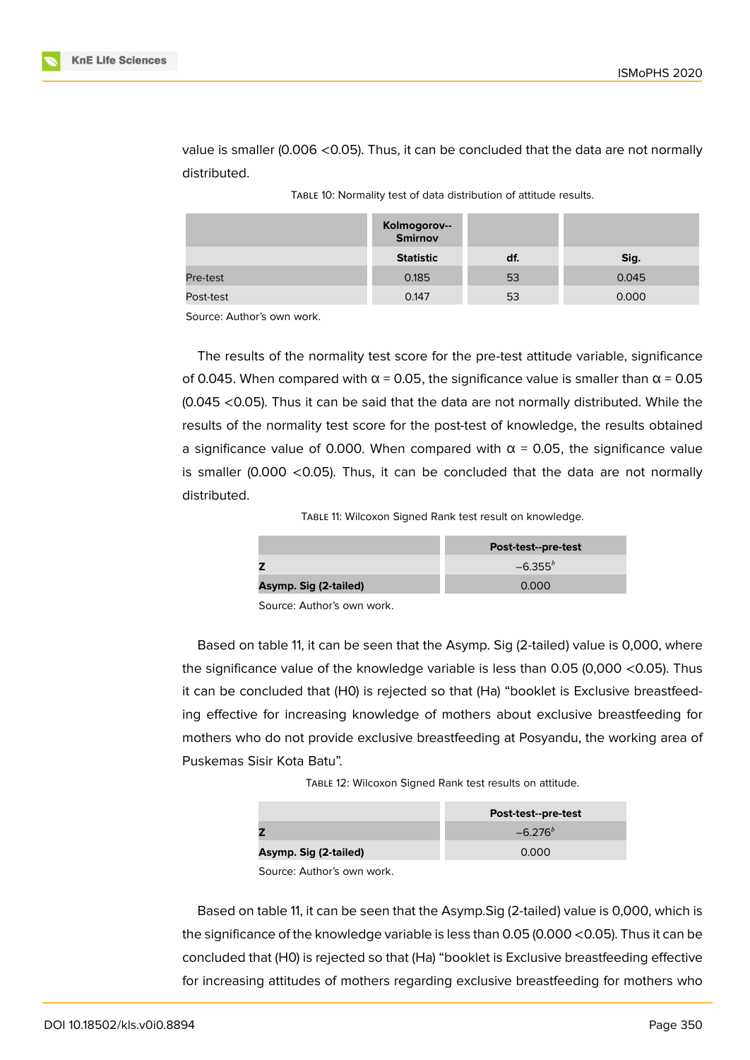value is smaller (0.006 <0.05). Thus, it can be concluded that the data are not normally distributed.

Table 10: Normality test of data distribution of attitude results.

| | Kolmogorov--Smirnov | | |
|---|---|---|---|
| | Statistic | df. | Sig. |
| Pre-test | 0.185 | 53 | 0.045 |
| Post-test | 0.147 | 53 | 0.000 |

Source: Author's own work.

The results of the normality test score for the pre-test attitude variable, significance of 0.045. When compared with α = 0.05, the significance value is smaller than α = 0.05 (0.045 <0.05). Thus it can be said that the data are not normally distributed. While the results of the normality test score for the post-test of knowledge, the results obtained a significance value of 0.000. When compared with α = 0.05, the significance value is smaller (0.000 <0.05). Thus, it can be concluded that the data are not normally distributed.

Table 11: Wilcoxon Signed Rank test result on knowledge.

| | Post-test--pre-test |
|---|---|
| **Z** | −6.355[b] |
| **Asymp. Sig (2-tailed)** | 0.000 |

Source: Author's own work.

Based on table 11, it can be seen that the Asymp. Sig (2-tailed) value is 0,000, where the significance value of the knowledge variable is less than 0.05 (0,000 <0.05). Thus it can be concluded that (H0) is rejected so that (Ha) "booklet is Exclusive breastfeeding effective for increasing knowledge of mothers about exclusive breastfeeding for mothers who do not provide exclusive breastfeeding at Posyandu, the working area of Puskemas Sisir Kota Batu".

Table 12: Wilcoxon Signed Rank test results on attitude.

| | Post-test--pre-test |
|---|---|
| **Z** | −6.276[b] |
| **Asymp. Sig (2-tailed)** | 0.000 |

Source: Author's own work.

Based on table 11, it can be seen that the Asymp.Sig (2-tailed) value is 0,000, which is the significance of the knowledge variable is less than 0.05 (0.000 <0.05). Thus it can be concluded that (H0) is rejected so that (Ha) "booklet is Exclusive breastfeeding effective for increasing attitudes of mothers regarding exclusive breastfeeding for mothers who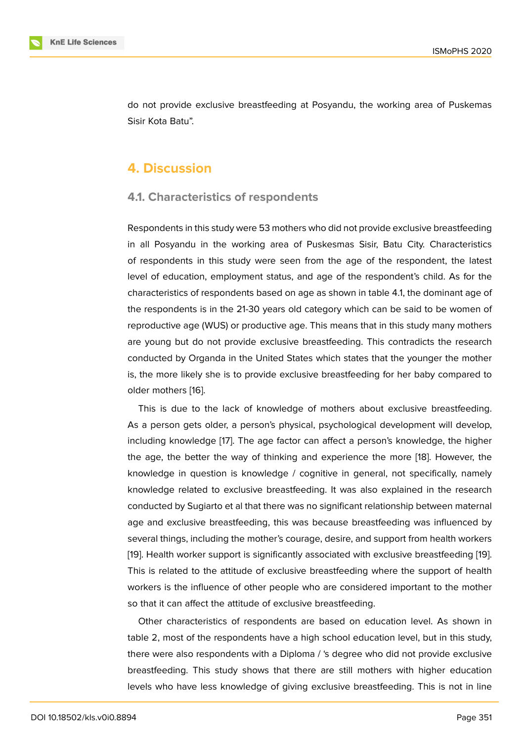do not provide exclusive breastfeeding at Posyandu, the working area of Puskemas Sisir Kota Batu".

# 4. Discussion

## 4.1. Characteristics of respondents

Respondents in this study were 53 mothers who did not provide exclusive breastfeeding in all Posyandu in the working area of Puskesmas Sisir, Batu City. Characteristics of respondents in this study were seen from the age of the respondent, the latest level of education, employment status, and age of the respondent's child. As for the characteristics of respondents based on age as shown in table 4.1, the dominant age of the respondents is in the 21-30 years old category which can be said to be women of reproductive age (WUS) or productive age. This means that in this study many mothers are young but do not provide exclusive breastfeeding. This contradicts the research conducted by Organda in the United States which states that the younger the mother is, the more likely she is to provide exclusive breastfeeding for her baby compared to older mothers [16].

This is due to the lack of knowledge of mothers about exclusive breastfeeding. As a person gets older, a person's physical, psychological development will develop, including knowledge [17]. The age factor can affect a person's knowledge, the higher the age, the better the way of thinking and experience the more [18]. However, the knowledge in question is knowledge / cognitive in general, not specifically, namely knowledge related to exclusive breastfeeding. It was also explained in the research conducted by Sugiarto et al that there was no significant relationship between maternal age and exclusive breastfeeding, this was because breastfeeding was influenced by several things, including the mother's courage, desire, and support from health workers [19]. Health worker support is significantly associated with exclusive breastfeeding [19]. This is related to the attitude of exclusive breastfeeding where the support of health workers is the influence of other people who are considered important to the mother so that it can affect the attitude of exclusive breastfeeding.

Other characteristics of respondents are based on education level. As shown in table 2, most of the respondents have a high school education level, but in this study, there were also respondents with a Diploma / 's degree who did not provide exclusive breastfeeding. This study shows that there are still mothers with higher education levels who have less knowledge of giving exclusive breastfeeding. This is not in line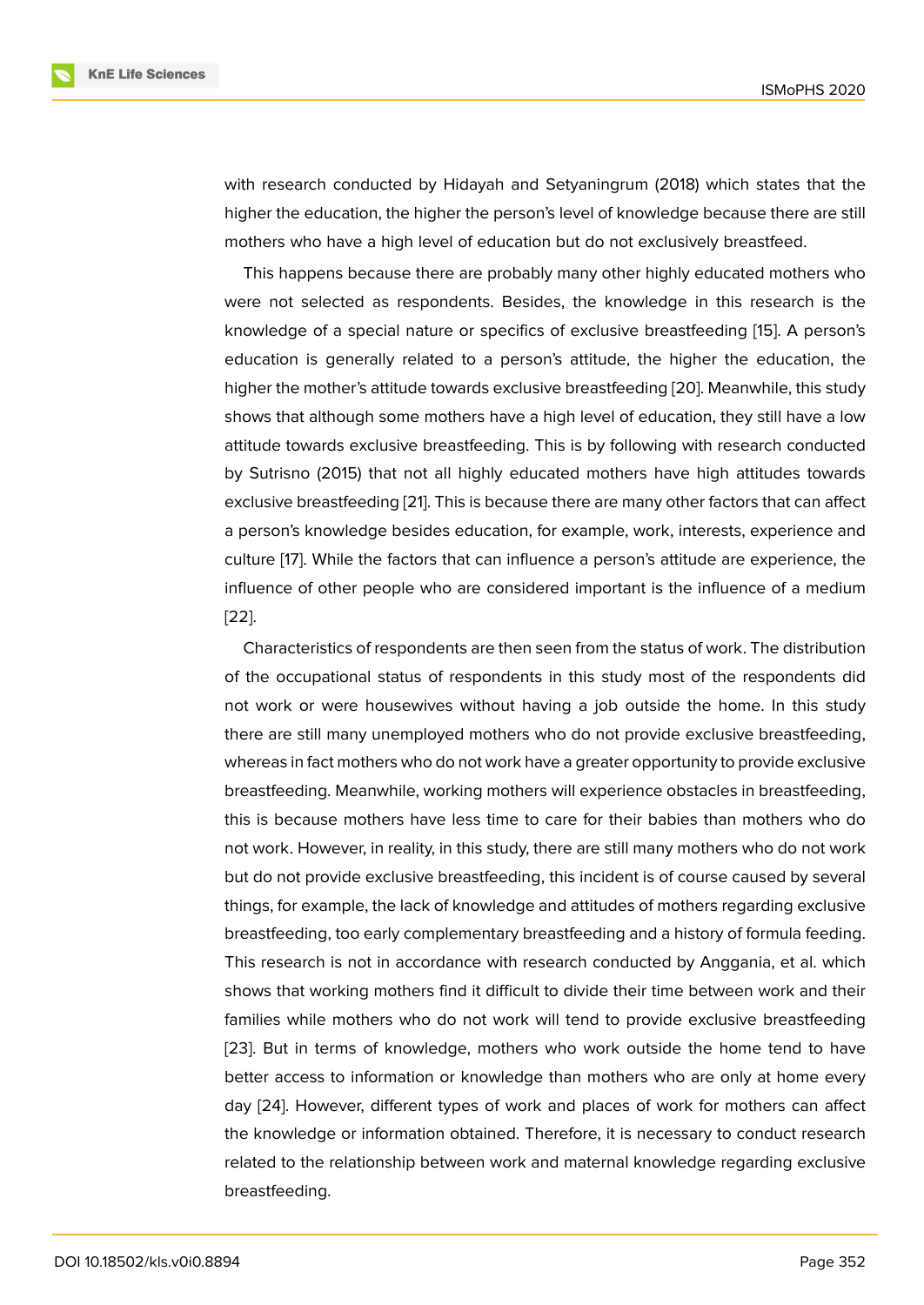with research conducted by Hidayah and Setyaningrum (2018) which states that the higher the education, the higher the person's level of knowledge because there are still mothers who have a high level of education but do not exclusively breastfeed.

This happens because there are probably many other highly educated mothers who were not selected as respondents. Besides, the knowledge in this research is the knowledge of a special nature or specifics of exclusive breastfeeding [15]. A person's education is generally related to a person's attitude, the higher the education, the higher the mother's attitude towards exclusive breastfeeding [20]. Meanwhile, this study shows that although some mothers have a high level of education, they still have a low attitude towards exclusive breastfeeding. This is by following with research conducted by Sutrisno (2015) that not all highly educated mothers have high attitudes towards exclusive breastfeeding [21]. This is because there are many other factors that can affect a person's knowledge besides education, for example, work, interests, experience and culture [17]. While the factors that can influence a person's attitude are experience, the influence of other people who are considered important is the influence of a medium [22].

Characteristics of respondents are then seen from the status of work. The distribution of the occupational status of respondents in this study most of the respondents did not work or were housewives without having a job outside the home. In this study there are still many unemployed mothers who do not provide exclusive breastfeeding, whereas in fact mothers who do not work have a greater opportunity to provide exclusive breastfeeding. Meanwhile, working mothers will experience obstacles in breastfeeding, this is because mothers have less time to care for their babies than mothers who do not work. However, in reality, in this study, there are still many mothers who do not work but do not provide exclusive breastfeeding, this incident is of course caused by several things, for example, the lack of knowledge and attitudes of mothers regarding exclusive breastfeeding, too early complementary breastfeeding and a history of formula feeding. This research is not in accordance with research conducted by Anggania, et al. which shows that working mothers find it difficult to divide their time between work and their families while mothers who do not work will tend to provide exclusive breastfeeding [23]. But in terms of knowledge, mothers who work outside the home tend to have better access to information or knowledge than mothers who are only at home every day [24]. However, different types of work and places of work for mothers can affect the knowledge or information obtained. Therefore, it is necessary to conduct research related to the relationship between work and maternal knowledge regarding exclusive breastfeeding.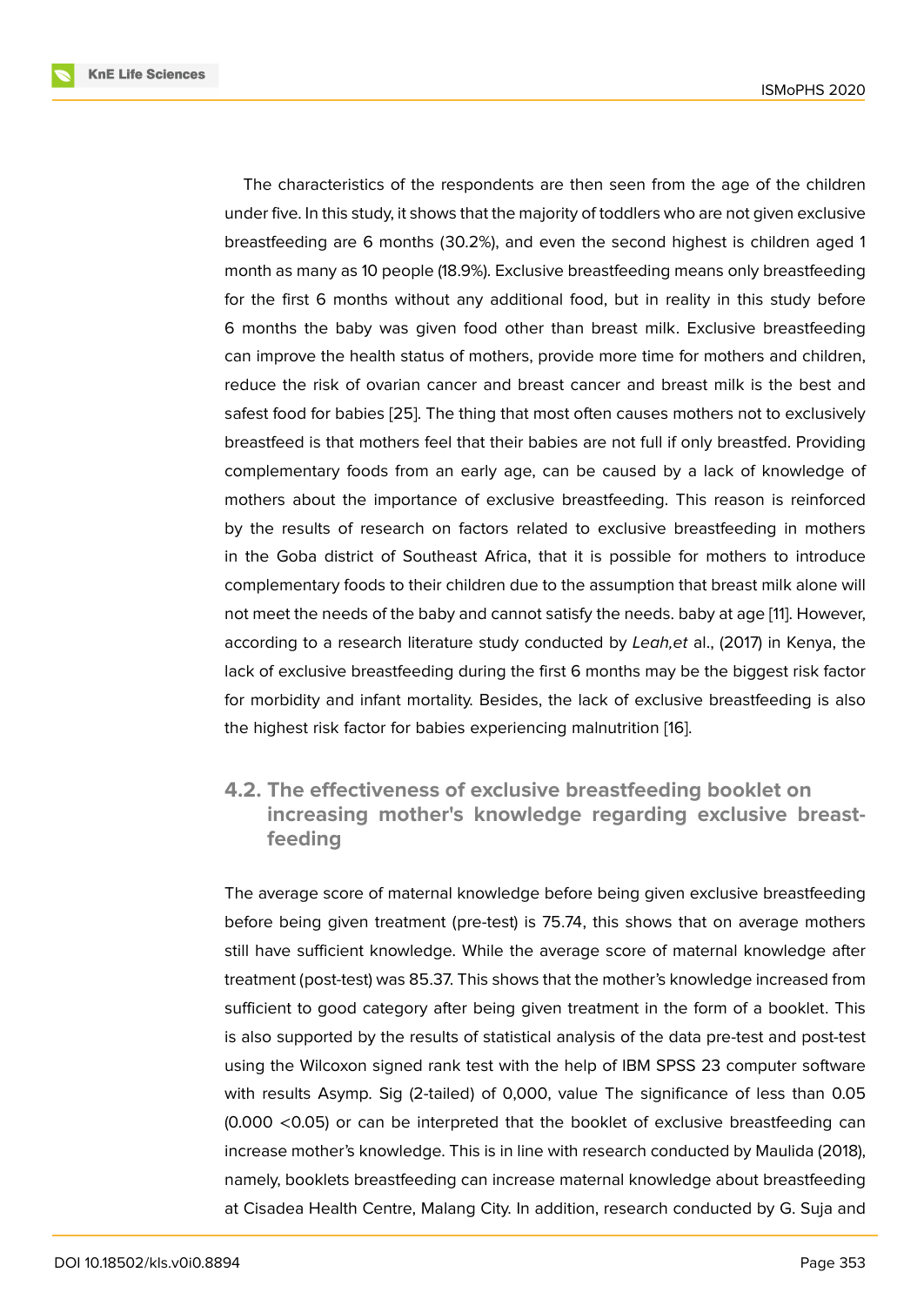The characteristics of the respondents are then seen from the age of the children under five. In this study, it shows that the majority of toddlers who are not given exclusive breastfeeding are 6 months (30.2%), and even the second highest is children aged 1 month as many as 10 people (18.9%). Exclusive breastfeeding means only breastfeeding for the first 6 months without any additional food, but in reality in this study before 6 months the baby was given food other than breast milk. Exclusive breastfeeding can improve the health status of mothers, provide more time for mothers and children, reduce the risk of ovarian cancer and breast cancer and breast milk is the best and safest food for babies [25]. The thing that most often causes mothers not to exclusively breastfeed is that mothers feel that their babies are not full if only breastfed. Providing complementary foods from an early age, can be caused by a lack of knowledge of mothers about the importance of exclusive breastfeeding. This reason is reinforced by the results of research on factors related to exclusive breastfeeding in mothers in the Goba district of Southeast Africa, that it is possible for mothers to introduce complementary foods to their children due to the assumption that breast milk alone will not meet the needs of the baby and cannot satisfy the needs. baby at age [11]. However, according to a research literature study conducted by *Leah,et* al., (2017) in Kenya, the lack of exclusive breastfeeding during the first 6 months may be the biggest risk factor for morbidity and infant mortality. Besides, the lack of exclusive breastfeeding is also the highest risk factor for babies experiencing malnutrition [16].

### 4.2. The effectiveness of exclusive breastfeeding booklet on increasing mother's knowledge regarding exclusive breastfeeding

The average score of maternal knowledge before being given exclusive breastfeeding before being given treatment (pre-test) is 75.74, this shows that on average mothers still have sufficient knowledge. While the average score of maternal knowledge after treatment (post-test) was 85.37. This shows that the mother's knowledge increased from sufficient to good category after being given treatment in the form of a booklet. This is also supported by the results of statistical analysis of the data pre-test and post-test using the Wilcoxon signed rank test with the help of IBM SPSS 23 computer software with results Asymp. Sig (2-tailed) of 0,000, value The significance of less than 0.05 (0.000 <0.05) or can be interpreted that the booklet of exclusive breastfeeding can increase mother's knowledge. This is in line with research conducted by Maulida (2018), namely, booklets breastfeeding can increase maternal knowledge about breastfeeding at Cisadea Health Centre, Malang City. In addition, research conducted by G. Suja and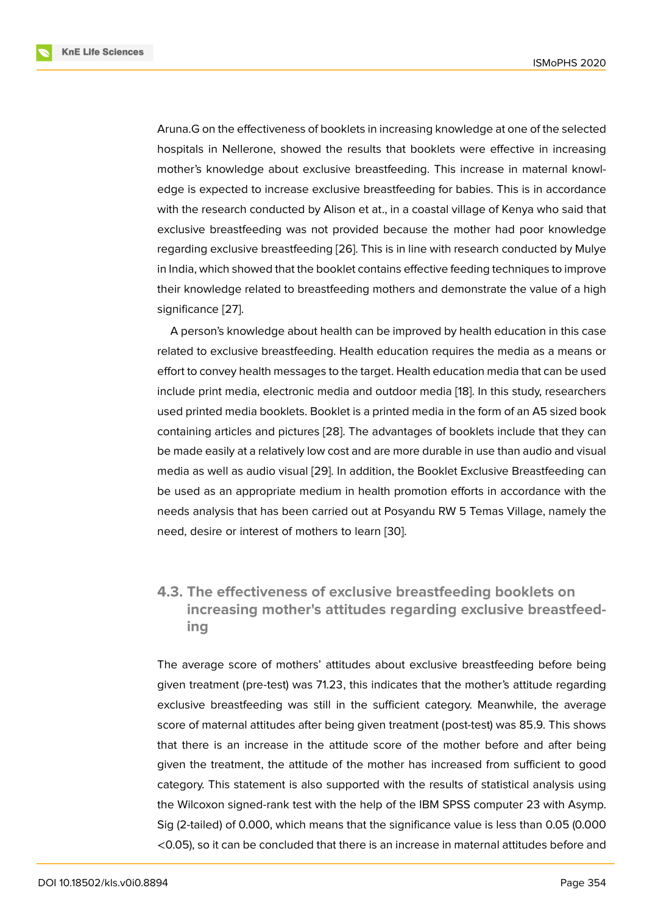Aruna.G on the effectiveness of booklets in increasing knowledge at one of the selected hospitals in Nellerone, showed the results that booklets were effective in increasing mother's knowledge about exclusive breastfeeding. This increase in maternal knowledge is expected to increase exclusive breastfeeding for babies. This is in accordance with the research conducted by Alison et at., in a coastal village of Kenya who said that exclusive breastfeeding was not provided because the mother had poor knowledge regarding exclusive breastfeeding [26]. This is in line with research conducted by Mulye in India, which showed that the booklet contains effective feeding techniques to improve their knowledge related to breastfeeding mothers and demonstrate the value of a high significance [27].

A person's knowledge about health can be improved by health education in this case related to exclusive breastfeeding. Health education requires the media as a means or effort to convey health messages to the target. Health education media that can be used include print media, electronic media and outdoor media [18]. In this study, researchers used printed media booklets. Booklet is a printed media in the form of an A5 sized book containing articles and pictures [28]. The advantages of booklets include that they can be made easily at a relatively low cost and are more durable in use than audio and visual media as well as audio visual [29]. In addition, the Booklet Exclusive Breastfeeding can be used as an appropriate medium in health promotion efforts in accordance with the needs analysis that has been carried out at Posyandu RW 5 Temas Village, namely the need, desire or interest of mothers to learn [30].

### 4.3. The effectiveness of exclusive breastfeeding booklets on increasing mother's attitudes regarding exclusive breastfeeding

The average score of mothers' attitudes about exclusive breastfeeding before being given treatment (pre-test) was 71.23, this indicates that the mother's attitude regarding exclusive breastfeeding was still in the sufficient category. Meanwhile, the average score of maternal attitudes after being given treatment (post-test) was 85.9. This shows that there is an increase in the attitude score of the mother before and after being given the treatment, the attitude of the mother has increased from sufficient to good category. This statement is also supported with the results of statistical analysis using the Wilcoxon signed-rank test with the help of the IBM SPSS computer 23 with Asymp. Sig (2-tailed) of 0.000, which means that the significance value is less than 0.05 ($0.000 < 0.05$), so it can be concluded that there is an increase in maternal attitudes before and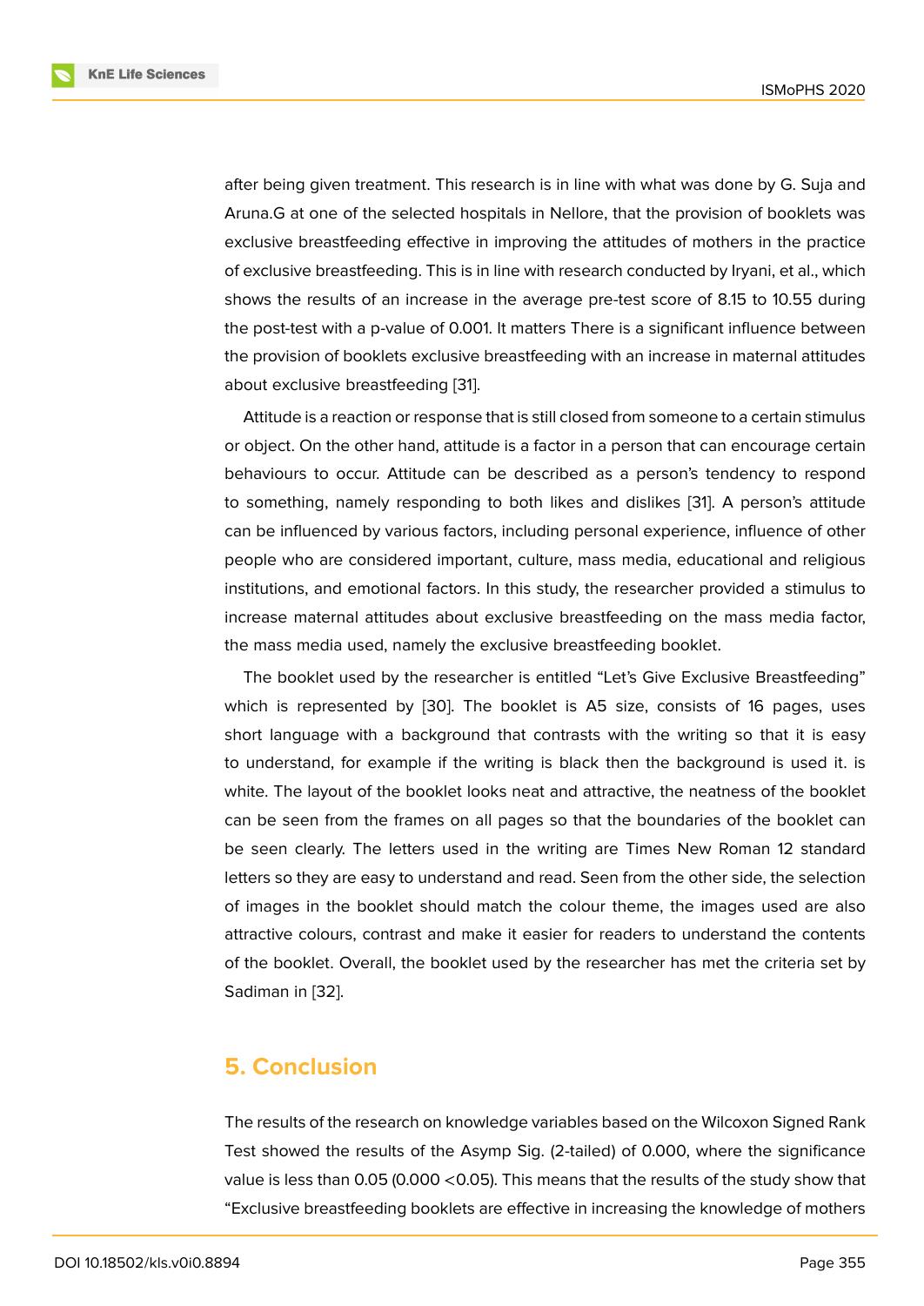after being given treatment. This research is in line with what was done by G. Suja and Aruna.G at one of the selected hospitals in Nellore, that the provision of booklets was exclusive breastfeeding effective in improving the attitudes of mothers in the practice of exclusive breastfeeding. This is in line with research conducted by Iryani, et al., which shows the results of an increase in the average pre-test score of 8.15 to 10.55 during the post-test with a p-value of 0.001. It matters There is a significant influence between the provision of booklets exclusive breastfeeding with an increase in maternal attitudes about exclusive breastfeeding [31].

Attitude is a reaction or response that is still closed from someone to a certain stimulus or object. On the other hand, attitude is a factor in a person that can encourage certain behaviours to occur. Attitude can be described as a person's tendency to respond to something, namely responding to both likes and dislikes [31]. A person's attitude can be influenced by various factors, including personal experience, influence of other people who are considered important, culture, mass media, educational and religious institutions, and emotional factors. In this study, the researcher provided a stimulus to increase maternal attitudes about exclusive breastfeeding on the mass media factor, the mass media used, namely the exclusive breastfeeding booklet.

The booklet used by the researcher is entitled "Let's Give Exclusive Breastfeeding" which is represented by [30]. The booklet is A5 size, consists of 16 pages, uses short language with a background that contrasts with the writing so that it is easy to understand, for example if the writing is black then the background is used it. is white. The layout of the booklet looks neat and attractive, the neatness of the booklet can be seen from the frames on all pages so that the boundaries of the booklet can be seen clearly. The letters used in the writing are Times New Roman 12 standard letters so they are easy to understand and read. Seen from the other side, the selection of images in the booklet should match the colour theme, the images used are also attractive colours, contrast and make it easier for readers to understand the contents of the booklet. Overall, the booklet used by the researcher has met the criteria set by Sadiman in [32].

## 5. Conclusion

The results of the research on knowledge variables based on the Wilcoxon Signed Rank Test showed the results of the Asymp Sig. (2-tailed) of 0.000, where the significance value is less than 0.05 (0.000 <0.05). This means that the results of the study show that "Exclusive breastfeeding booklets are effective in increasing the knowledge of mothers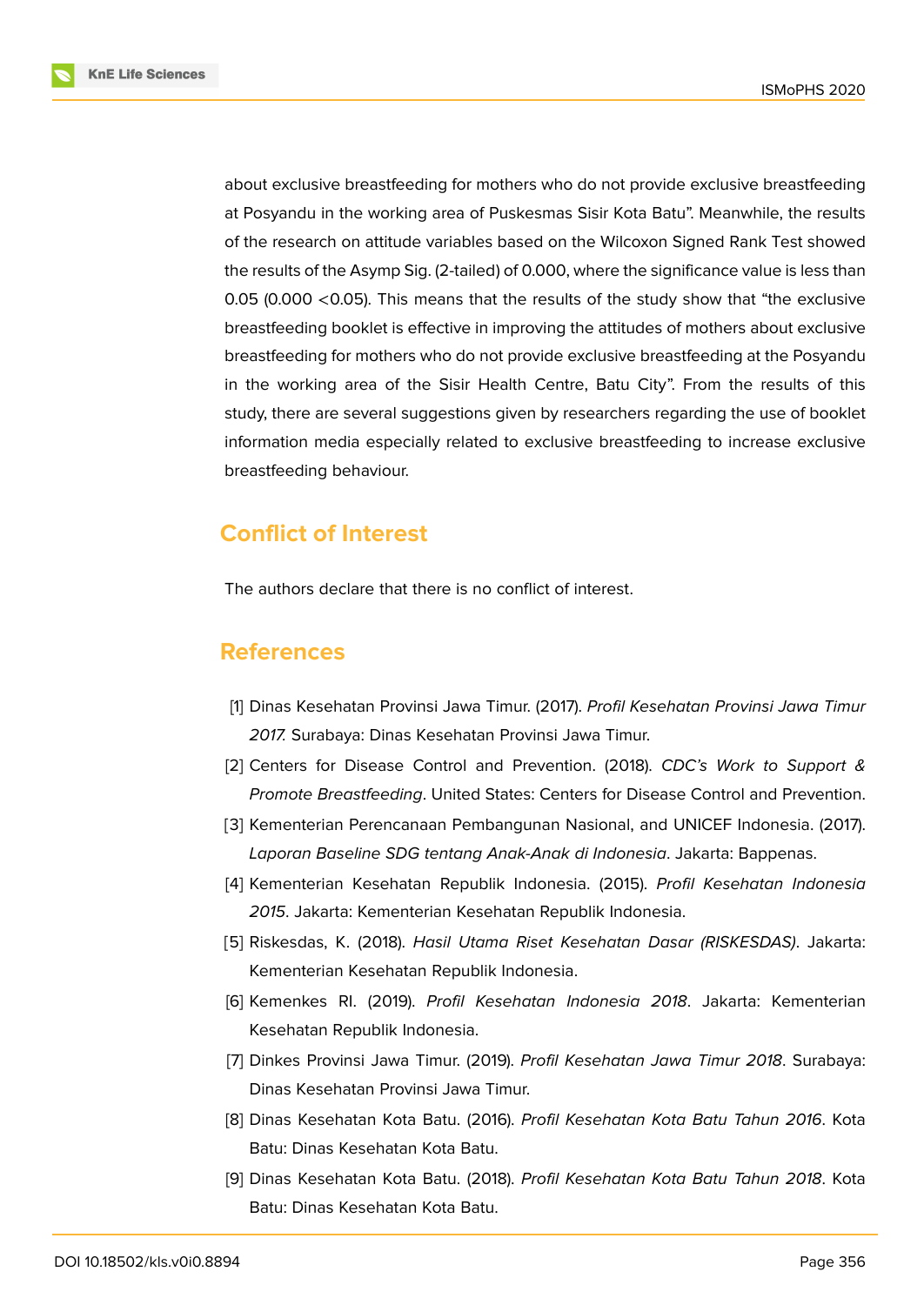about exclusive breastfeeding for mothers who do not provide exclusive breastfeeding at Posyandu in the working area of Puskesmas Sisir Kota Batu". Meanwhile, the results of the research on attitude variables based on the Wilcoxon Signed Rank Test showed the results of the Asymp Sig. (2-tailed) of 0.000, where the significance value is less than 0.05 (0.000 <0.05). This means that the results of the study show that "the exclusive breastfeeding booklet is effective in improving the attitudes of mothers about exclusive breastfeeding for mothers who do not provide exclusive breastfeeding at the Posyandu in the working area of the Sisir Health Centre, Batu City". From the results of this study, there are several suggestions given by researchers regarding the use of booklet information media especially related to exclusive breastfeeding to increase exclusive breastfeeding behaviour.

## Conflict of Interest

The authors declare that there is no conflict of interest.

## References

[1] Dinas Kesehatan Provinsi Jawa Timur. (2017). *Profil Kesehatan Provinsi Jawa Timur 2017.* Surabaya: Dinas Kesehatan Provinsi Jawa Timur.

[2] Centers for Disease Control and Prevention. (2018). *CDC's Work to Support & Promote Breastfeeding*. United States: Centers for Disease Control and Prevention.

[3] Kementerian Perencanaan Pembangunan Nasional, and UNICEF Indonesia. (2017). *Laporan Baseline SDG tentang Anak-Anak di Indonesia*. Jakarta: Bappenas.

[4] Kementerian Kesehatan Republik Indonesia. (2015). *Profil Kesehatan Indonesia 2015*. Jakarta: Kementerian Kesehatan Republik Indonesia.

[5] Riskesdas, K. (2018). *Hasil Utama Riset Kesehatan Dasar (RISKESDAS)*. Jakarta: Kementerian Kesehatan Republik Indonesia.

[6] Kemenkes RI. (2019). *Profil Kesehatan Indonesia 2018*. Jakarta: Kementerian Kesehatan Republik Indonesia.

[7] Dinkes Provinsi Jawa Timur. (2019). *Profil Kesehatan Jawa Timur 2018*. Surabaya: Dinas Kesehatan Provinsi Jawa Timur.

[8] Dinas Kesehatan Kota Batu. (2016). *Profil Kesehatan Kota Batu Tahun 2016*. Kota Batu: Dinas Kesehatan Kota Batu.

[9] Dinas Kesehatan Kota Batu. (2018). *Profil Kesehatan Kota Batu Tahun 2018*. Kota Batu: Dinas Kesehatan Kota Batu.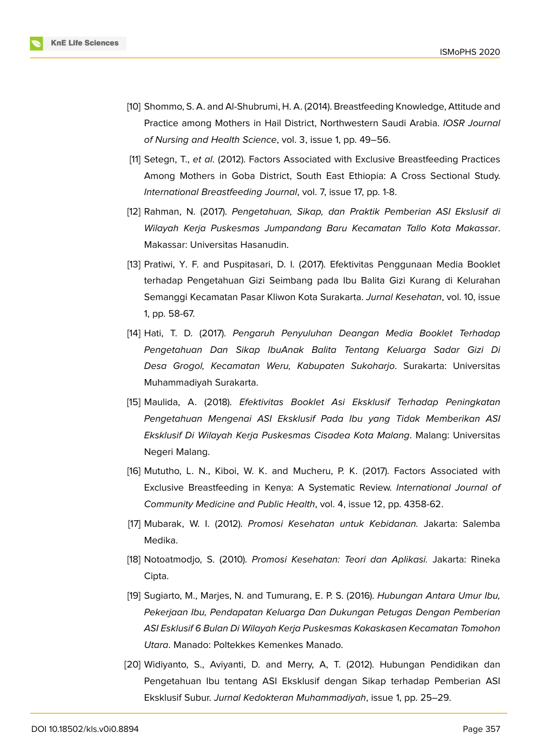[10] Shommo, S. A. and Al-Shubrumi, H. A. (2014). Breastfeeding Knowledge, Attitude and Practice among Mothers in Hail District, Northwestern Saudi Arabia. *IOSR Journal of Nursing and Health Science*, vol. 3, issue 1, pp. 49–56.

[11] Setegn, T., *et al*. (2012). Factors Associated with Exclusive Breastfeeding Practices Among Mothers in Goba District, South East Ethiopia: A Cross Sectional Study. *International Breastfeeding Journal*, vol. 7, issue 17, pp. 1-8.

[12] Rahman, N. (2017). *Pengetahuan, Sikap, dan Praktik Pemberian ASI Ekslusif di Wilayah Kerja Puskesmas Jumpandang Baru Kecamatan Tallo Kota Makassar*. Makassar: Universitas Hasanudin.

[13] Pratiwi, Y. F. and Puspitasari, D. I. (2017). Efektivitas Penggunaan Media Booklet terhadap Pengetahuan Gizi Seimbang pada Ibu Balita Gizi Kurang di Kelurahan Semanggi Kecamatan Pasar Kliwon Kota Surakarta. *Jurnal Kesehatan*, vol. 10, issue 1, pp. 58-67.

[14] Hati, T. D. (2017). *Pengaruh Penyuluhan Deangan Media Booklet Terhadap Pengetahuan Dan Sikap IbuAnak Balita Tentang Keluarga Sadar Gizi Di Desa Grogol, Kecamatan Weru, Kabupaten Sukoharjo*. Surakarta: Universitas Muhammadiyah Surakarta.

[15] Maulida, A. (2018). *Efektivitas Booklet Asi Eksklusif Terhadap Peningkatan Pengetahuan Mengenai ASI Eksklusif Pada Ibu yang Tidak Memberikan ASI Eksklusif Di Wilayah Kerja Puskesmas Cisadea Kota Malang*. Malang: Universitas Negeri Malang.

[16] Mututho, L. N., Kiboi, W. K. and Mucheru, P. K. (2017). Factors Associated with Exclusive Breastfeeding in Kenya: A Systematic Review. *International Journal of Community Medicine and Public Health*, vol. 4, issue 12, pp. 4358-62.

[17] Mubarak, W. I. (2012). *Promosi Kesehatan untuk Kebidanan.* Jakarta: Salemba Medika.

[18] Notoatmodjo, S. (2010). *Promosi Kesehatan: Teori dan Aplikasi.* Jakarta: Rineka Cipta.

[19] Sugiarto, M., Marjes, N. and Tumurang, E. P. S. (2016). *Hubungan Antara Umur Ibu, Pekerjaan Ibu, Pendapatan Keluarga Dan Dukungan Petugas Dengan Pemberian ASI Esklusif 6 Bulan Di Wilayah Kerja Puskesmas Kakaskasen Kecamatan Tomohon Utara*. Manado: Poltekkes Kemenkes Manado.

[20] Widiyanto, S., Aviyanti, D. and Merry, A, T. (2012). Hubungan Pendidikan dan Pengetahuan Ibu tentang ASI Eksklusif dengan Sikap terhadap Pemberian ASI Eksklusif Subur. *Jurnal Kedokteran Muhammadiyah*, issue 1, pp. 25–29.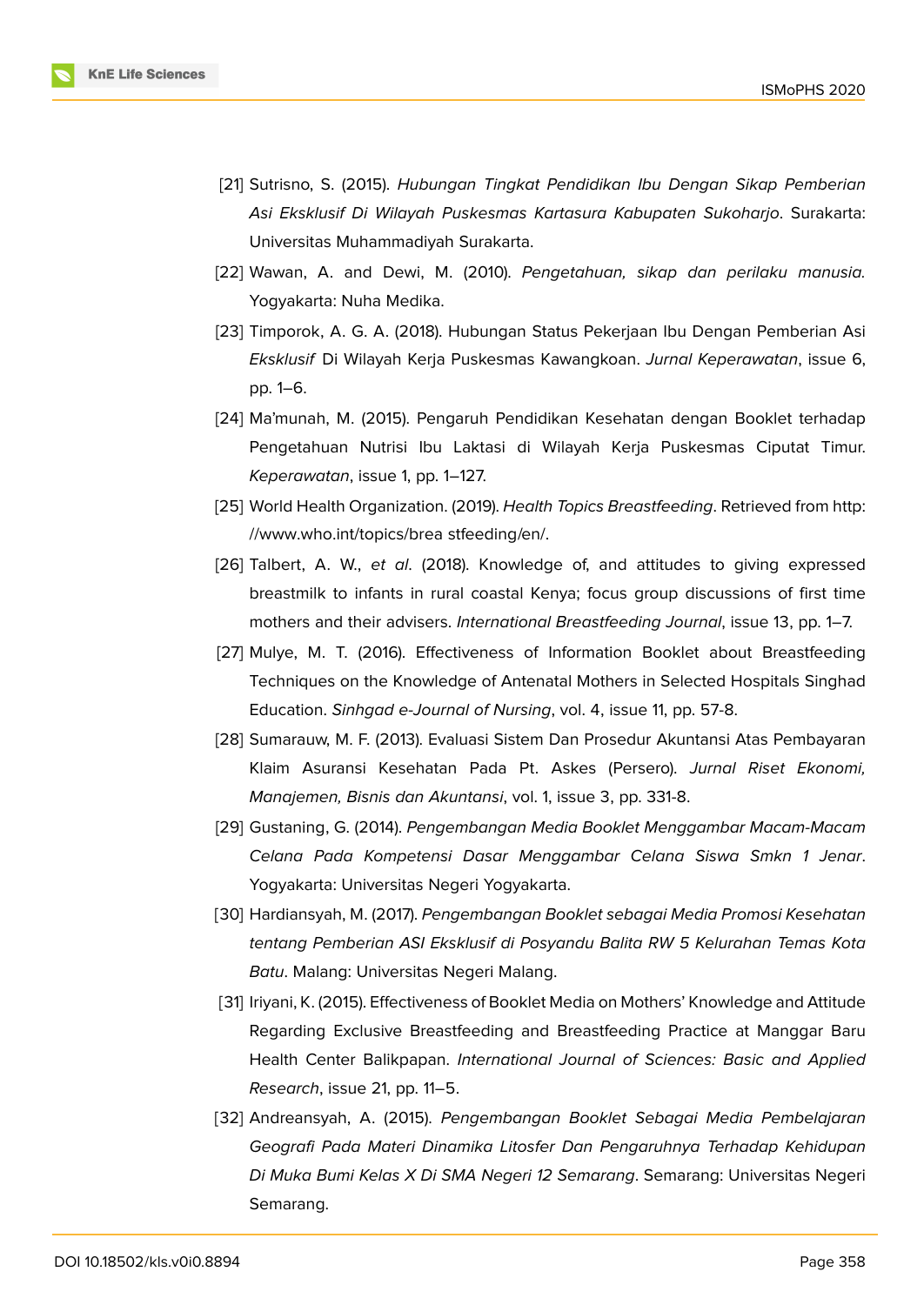[21] Sutrisno, S. (2015). *Hubungan Tingkat Pendidikan Ibu Dengan Sikap Pemberian Asi Eksklusif Di Wilayah Puskesmas Kartasura Kabupaten Sukoharjo*. Surakarta: Universitas Muhammadiyah Surakarta.

[22] Wawan, A. and Dewi, M. (2010). *Pengetahuan, sikap dan perilaku manusia.* Yogyakarta: Nuha Medika.

[23] Timporok, A. G. A. (2018). Hubungan Status Pekerjaan Ibu Dengan Pemberian Asi *Eksklusif* Di Wilayah Kerja Puskesmas Kawangkoan. *Jurnal Keperawatan*, issue 6, pp. 1–6.

[24] Ma'munah, M. (2015). Pengaruh Pendidikan Kesehatan dengan Booklet terhadap Pengetahuan Nutrisi Ibu Laktasi di Wilayah Kerja Puskesmas Ciputat Timur. *Keperawatan*, issue 1, pp. 1–127.

[25] World Health Organization. (2019). *Health Topics Breastfeeding*. Retrieved from http://www.who.int/topics/brea stfeeding/en/.

[26] Talbert, A. W., *et al*. (2018). Knowledge of, and attitudes to giving expressed breastmilk to infants in rural coastal Kenya; focus group discussions of first time mothers and their advisers. *International Breastfeeding Journal*, issue 13, pp. 1–7.

[27] Mulye, M. T. (2016). Effectiveness of Information Booklet about Breastfeeding Techniques on the Knowledge of Antenatal Mothers in Selected Hospitals Singhad Education. *Sinhgad e-Journal of Nursing*, vol. 4, issue 11, pp. 57-8.

[28] Sumarauw, M. F. (2013). Evaluasi Sistem Dan Prosedur Akuntansi Atas Pembayaran Klaim Asuransi Kesehatan Pada Pt. Askes (Persero). *Jurnal Riset Ekonomi, Manajemen, Bisnis dan Akuntansi*, vol. 1, issue 3, pp. 331-8.

[29] Gustaning, G. (2014). *Pengembangan Media Booklet Menggambar Macam-Macam Celana Pada Kompetensi Dasar Menggambar Celana Siswa Smkn 1 Jenar*. Yogyakarta: Universitas Negeri Yogyakarta.

[30] Hardiansyah, M. (2017). *Pengembangan Booklet sebagai Media Promosi Kesehatan tentang Pemberian ASI Eksklusif di Posyandu Balita RW 5 Kelurahan Temas Kota Batu*. Malang: Universitas Negeri Malang.

[31] Iriyani, K. (2015). Effectiveness of Booklet Media on Mothers' Knowledge and Attitude Regarding Exclusive Breastfeeding and Breastfeeding Practice at Manggar Baru Health Center Balikpapan. *International Journal of Sciences: Basic and Applied Research*, issue 21, pp. 11–5.

[32] Andreansyah, A. (2015). *Pengembangan Booklet Sebagai Media Pembelajaran Geografi Pada Materi Dinamika Litosfer Dan Pengaruhnya Terhadap Kehidupan Di Muka Bumi Kelas X Di SMA Negeri 12 Semarang*. Semarang: Universitas Negeri Semarang.